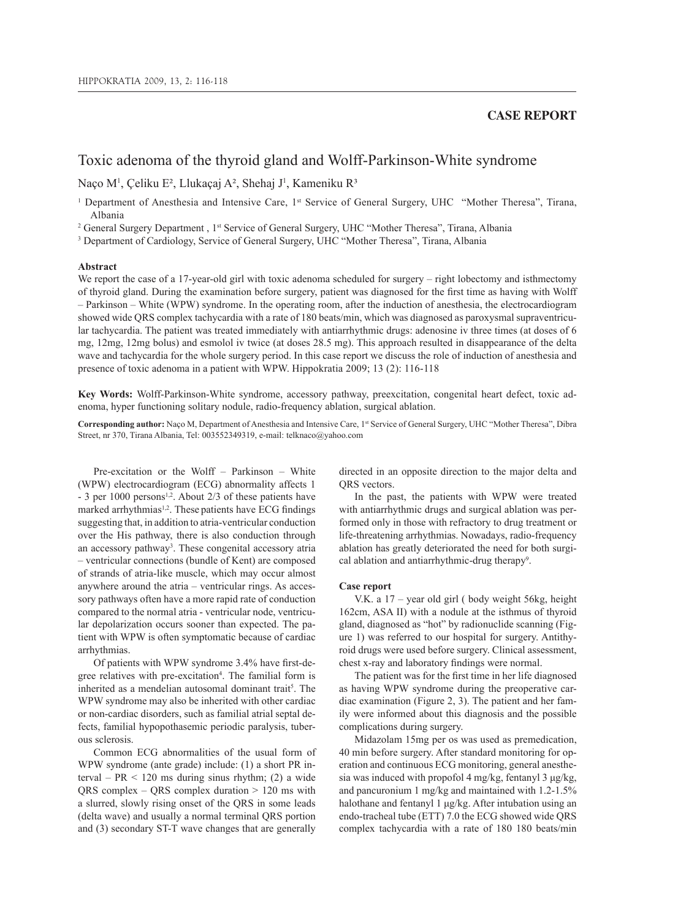**CASE REPORT**

# Toxic adenoma of the thyroid gland and Wolff-Parkinson-White syndrome

Naço M[1], Çeliku E[2], Llukaçaj A[2], Shehaj J[1], Kameniku R[3]

[1] Department of Anesthesia and Intensive Care, 1st Service of General Surgery, UHC "Mother Theresa", Tirana, Albania

[2] General Surgery Department , 1st Service of General Surgery, UHC "Mother Theresa", Tirana, Albania

[3] Department of Cardiology, Service of General Surgery, UHC "Mother Theresa", Tirana, Albania

**Abstract**

We report the case of a 17-year-old girl with toxic adenoma scheduled for surgery – right lobectomy and isthmectomy of thyroid gland. During the examination before surgery, patient was diagnosed for the first time as having with Wolff – Parkinson – White (WPW) syndrome. In the operating room, after the induction of anesthesia, the electrocardiogram showed wide QRS complex tachycardia with a rate of 180 beats/min, which was diagnosed as paroxysmal supraventricular tachycardia. The patient was treated immediately with antiarrhythmic drugs: adenosine iv three times (at doses of 6 mg, 12mg, 12mg bolus) and esmolol iv twice (at doses 28.5 mg). This approach resulted in disappearance of the delta wave and tachycardia for the whole surgery period. In this case report we discuss the role of induction of anesthesia and presence of toxic adenoma in a patient with WPW. Hippokratia 2009; 13 (2): 116-118

**Key Words:** Wolff-Parkinson-White syndrome, accessory pathway, preexcitation, congenital heart defect, toxic adenoma, hyper functioning solitary nodule, radio-frequency ablation, surgical ablation.

**Corresponding author:** Naço M, Department of Anesthesia and Intensive Care, 1st Service of General Surgery, UHC "Mother Theresa", Dibra Street, nr 370, Tirana Albania, Tel: 003552349319, e-mail: telknaco@yahoo.com

Pre-excitation or the Wolff – Parkinson – White (WPW) electrocardiogram (ECG) abnormality affects 1 - 3 per 1000 persons[1,2]. About 2/3 of these patients have marked arrhythmias[1,2]. These patients have ECG findings suggesting that, in addition to atria-ventricular conduction over the His pathway, there is also conduction through an accessory pathway[3]. These congenital accessory atria – ventricular connections (bundle of Kent) are composed of strands of atria-like muscle, which may occur almost anywhere around the atria – ventricular rings. As accessory pathways often have a more rapid rate of conduction compared to the normal atria - ventricular node, ventricular depolarization occurs sooner than expected. The patient with WPW is often symptomatic because of cardiac arrhythmias.

Of patients with WPW syndrome 3.4% have first-degree relatives with pre-excitation[4]. The familial form is inherited as a mendelian autosomal dominant trait[5]. The WPW syndrome may also be inherited with other cardiac or non-cardiac disorders, such as familial atrial septal defects, familial hypopothasemic periodic paralysis, tuberous sclerosis.

Common ECG abnormalities of the usual form of WPW syndrome (ante grade) include: (1) a short PR interval – PR < 120 ms during sinus rhythm; (2) a wide QRS complex – QRS complex duration > 120 ms with a slurred, slowly rising onset of the QRS in some leads (delta wave) and usually a normal terminal QRS portion and (3) secondary ST-T wave changes that are generally directed in an opposite direction to the major delta and QRS vectors.

In the past, the patients with WPW were treated with antiarrhythmic drugs and surgical ablation was performed only in those with refractory to drug treatment or life-threatening arrhythmias. Nowadays, radio-frequency ablation has greatly deteriorated the need for both surgical ablation and antiarrhythmic-drug therapy[9].

## Case report

V.K. a 17 – year old girl ( body weight 56kg, height 162cm, ASA II) with a nodule at the isthmus of thyroid gland, diagnosed as "hot" by radionuclide scanning (Figure 1) was referred to our hospital for surgery. Antithyroid drugs were used before surgery. Clinical assessment, chest x-ray and laboratory findings were normal.

The patient was for the first time in her life diagnosed as having WPW syndrome during the preoperative cardiac examination (Figure 2, 3). The patient and her family were informed about this diagnosis and the possible complications during surgery.

Midazolam 15mg per os was used as premedication, 40 min before surgery. After standard monitoring for operation and continuous ECG monitoring, general anesthesia was induced with propofol 4 mg/kg, fentanyl 3 μg/kg, and pancuronium 1 mg/kg and maintained with 1.2-1.5% halothane and fentanyl 1 μg/kg. After intubation using an endo-tracheal tube (ETT) 7.0 the ECG showed wide QRS complex tachycardia with a rate of 180 180 beats/min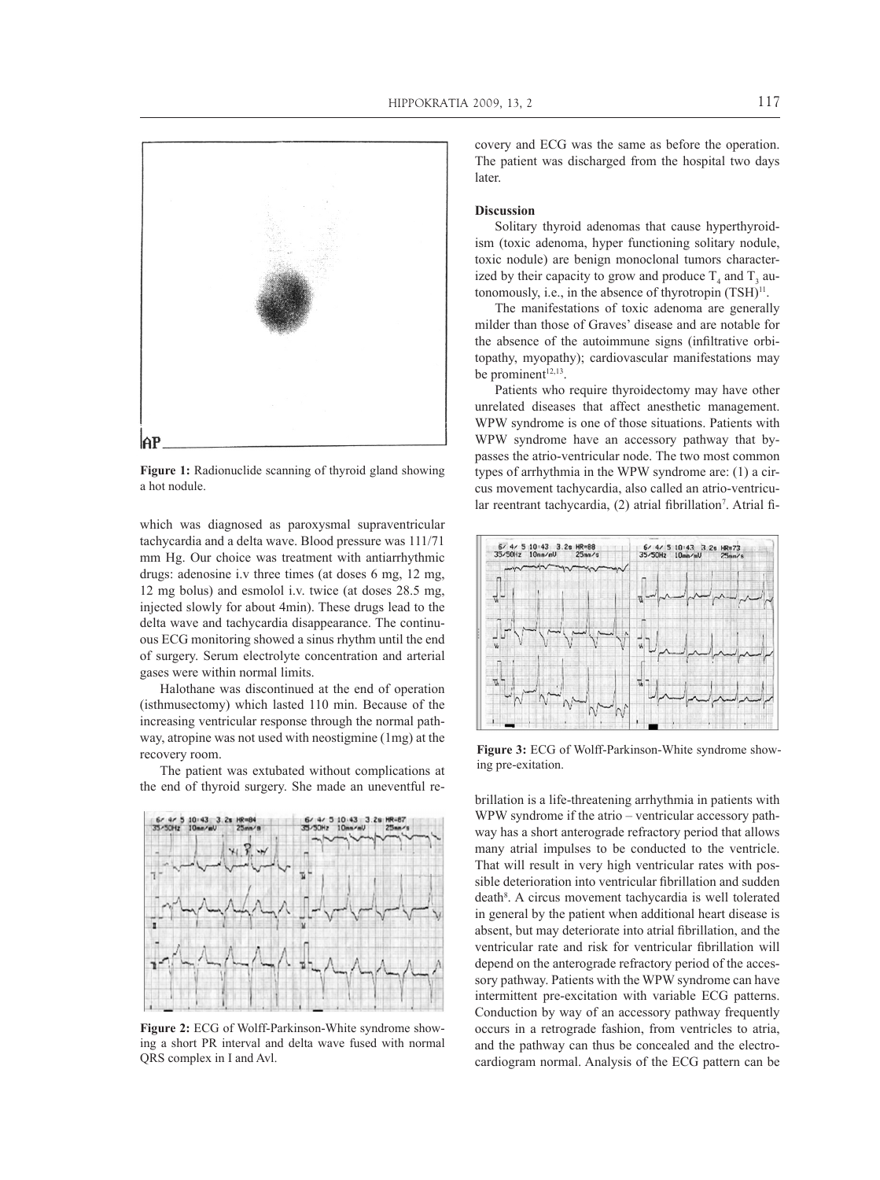Figure 1: Radionuclide scanning of thyroid gland showing a hot nodule.

which was diagnosed as paroxysmal supraventricular tachycardia and a delta wave. Blood pressure was 111/71 mm Hg. Our choice was treatment with antiarrhythmic drugs: adenosine i.v three times (at doses 6 mg, 12 mg, 12 mg bolus) and esmolol i.v. twice (at doses 28.5 mg, injected slowly for about 4min). These drugs lead to the delta wave and tachycardia disappearance. The continuous ECG monitoring showed a sinus rhythm until the end of surgery. Serum electrolyte concentration and arterial gases were within normal limits.

Halothane was discontinued at the end of operation (isthmusectomy) which lasted 110 min. Because of the increasing ventricular response through the normal pathway, atropine was not used with neostigmine (1mg) at the recovery room.

The patient was extubated without complications at the end of thyroid surgery. She made an uneventful recovery and ECG was the same as before the operation. The patient was discharged from the hospital two days later.

Figure 2: ECG of Wolff-Parkinson-White syndrome showing a short PR interval and delta wave fused with normal QRS complex in I and Avl.

## Discussion

Solitary thyroid adenomas that cause hyperthyroidism (toxic adenoma, hyper functioning solitary nodule, toxic nodule) are benign monoclonal tumors characterized by their capacity to grow and produce $T_4$ and $T_3$ autonomously, i.e., in the absence of thyrotropin (TSH)[11].

The manifestations of toxic adenoma are generally milder than those of Graves' disease and are notable for the absence of the autoimmune signs (infiltrative orbitopathy, myopathy); cardiovascular manifestations may be prominent[12,13].

Patients who require thyroidectomy may have other unrelated diseases that affect anesthetic management. WPW syndrome is one of those situations. Patients with WPW syndrome have an accessory pathway that bypasses the atrio-ventricular node. The two most common types of arrhythmia in the WPW syndrome are: (1) a circus movement tachycardia, also called an atrio-ventricular reentrant tachycardia, (2) atrial fibrillation[7]. Atrial fibrillation is a life-threatening arrhythmia in patients with WPW syndrome if the atrio – ventricular accessory pathway has a short anterograde refractory period that allows many atrial impulses to be conducted to the ventricle. That will result in very high ventricular rates with possible deterioration into ventricular fibrillation and sudden death[8]. A circus movement tachycardia is well tolerated in general by the patient when additional heart disease is absent, but may deteriorate into atrial fibrillation, and the ventricular rate and risk for ventricular fibrillation will depend on the anterograde refractory period of the accessory pathway. Patients with the WPW syndrome can have intermittent pre-excitation with variable ECG patterns. Conduction by way of an accessory pathway frequently occurs in a retrograde fashion, from ventricles to atria, and the pathway can thus be concealed and the electrocardiogram normal. Analysis of the ECG pattern can be

Figure 3: ECG of Wolff-Parkinson-White syndrome showing pre-excitation.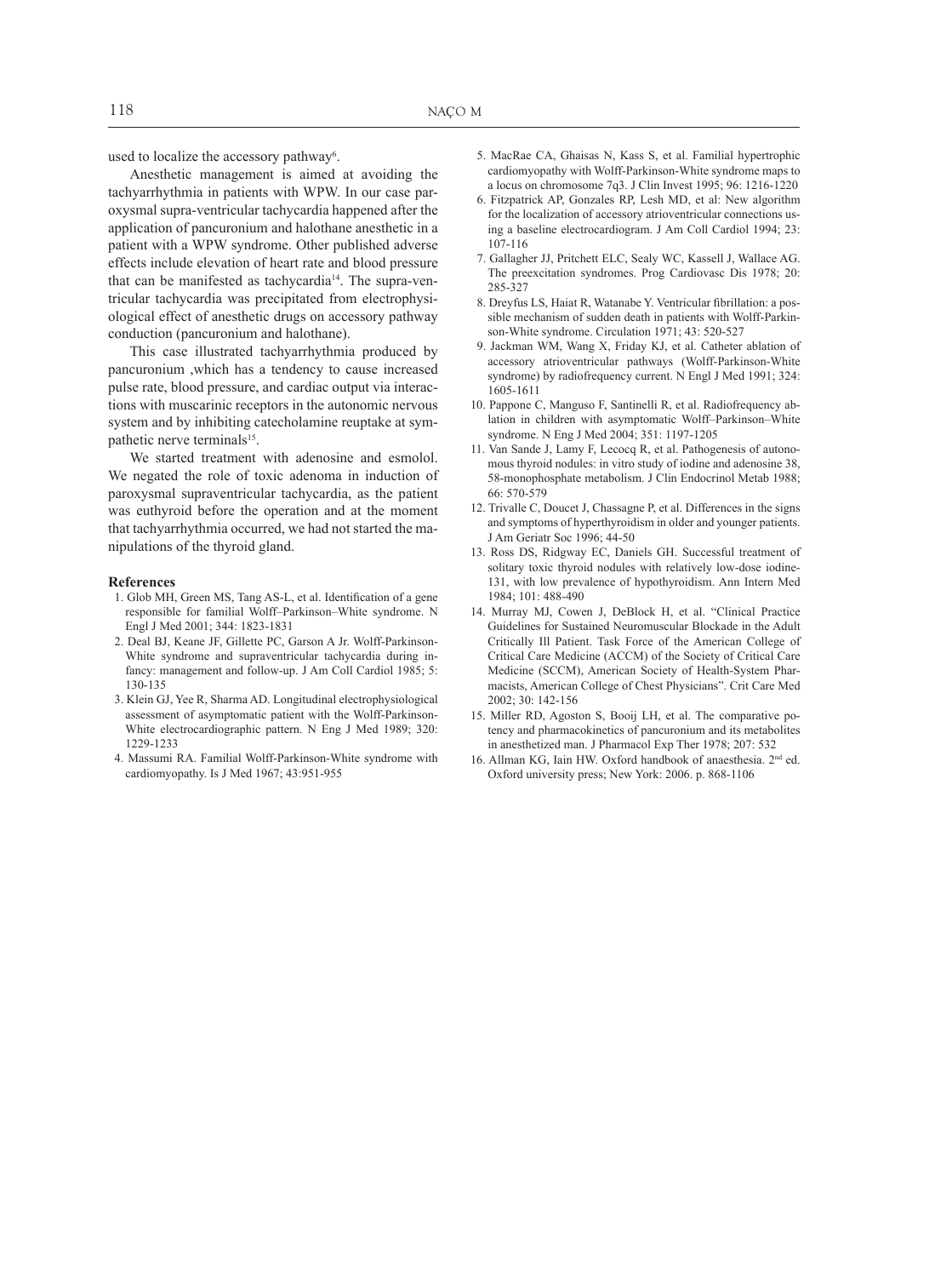used to localize the accessory pathway[6].

Anesthetic management is aimed at avoiding the tachyarrhythmia in patients with WPW. In our case paroxysmal supra-ventricular tachycardia happened after the application of pancuronium and halothane anesthetic in a patient with a WPW syndrome. Other published adverse effects include elevation of heart rate and blood pressure that can be manifested as tachycardia[14]. The supra-ventricular tachycardia was precipitated from electrophysiological effect of anesthetic drugs on accessory pathway conduction (pancuronium and halothane).

This case illustrated tachyarrhythmia produced by pancuronium ,which has a tendency to cause increased pulse rate, blood pressure, and cardiac output via interactions with muscarinic receptors in the autonomic nervous system and by inhibiting catecholamine reuptake at sympathetic nerve terminals[15].

We started treatment with adenosine and esmolol. We negated the role of toxic adenoma in induction of paroxysmal supraventricular tachycardia, as the patient was euthyroid before the operation and at the moment that tachyarrhythmia occurred, we had not started the manipulations of the thyroid gland.

## References

1. Glob MH, Green MS, Tang AS-L, et al. Identification of a gene responsible for familial Wolff–Parkinson–White syndrome. N Engl J Med 2001; 344: 1823-1831
2. Deal BJ, Keane JF, Gillette PC, Garson A Jr. Wolff-Parkinson-White syndrome and supraventricular tachycardia during infancy: management and follow-up. J Am Coll Cardiol 1985; 5: 130-135
3. Klein GJ, Yee R, Sharma AD. Longitudinal electrophysiological assessment of asymptomatic patient with the Wolff-Parkinson-White electrocardiographic pattern. N Eng J Med 1989; 320: 1229-1233
4. Massumi RA. Familial Wolff-Parkinson-White syndrome with cardiomyopathy. Is J Med 1967; 43:951-955
5. MacRae CA, Ghaisas N, Kass S, et al. Familial hypertrophic cardiomyopathy with Wolff-Parkinson-White syndrome maps to a locus on chromosome 7q3. J Clin Invest 1995; 96: 1216-1220
6. Fitzpatrick AP, Gonzales RP, Lesh MD, et al: New algorithm for the localization of accessory atrioventricular connections using a baseline electrocardiogram. J Am Coll Cardiol 1994; 23: 107-116
7. Gallagher JJ, Pritchett ELC, Sealy WC, Kassell J, Wallace AG. The preexcitation syndromes. Prog Cardiovasc Dis 1978; 20: 285-327
8. Dreyfus LS, Haiat R, Watanabe Y. Ventricular fibrillation: a possible mechanism of sudden death in patients with Wolff-Parkinson-White syndrome. Circulation 1971; 43: 520-527
9. Jackman WM, Wang X, Friday KJ, et al. Catheter ablation of accessory atrioventricular pathways (Wolff-Parkinson-White syndrome) by radiofrequency current. N Engl J Med 1991; 324: 1605-1611
10. Pappone C, Manguso F, Santinelli R, et al. Radiofrequency ablation in children with asymptomatic Wolff–Parkinson–White syndrome. N Eng J Med 2004; 351: 1197-1205
11. Van Sande J, Lamy F, Lecocq R, et al. Pathogenesis of autonomous thyroid nodules: in vitro study of iodine and adenosine 38, 58-monophosphate metabolism. J Clin Endocrinol Metab 1988; 66: 570-579
12. Trivalle C, Doucet J, Chassagne P, et al. Differences in the signs and symptoms of hyperthyroidism in older and younger patients. J Am Geriatr Soc 1996; 44-50
13. Ross DS, Ridgway EC, Daniels GH. Successful treatment of solitary toxic thyroid nodules with relatively low-dose iodine-131, with low prevalence of hypothyroidism. Ann Intern Med 1984; 101: 488-490
14. Murray MJ, Cowen J, DeBlock H, et al. "Clinical Practice Guidelines for Sustained Neuromuscular Blockade in the Adult Critically Ill Patient. Task Force of the American College of Critical Care Medicine (ACCM) of the Society of Critical Care Medicine (SCCM), American Society of Health-System Pharmacists, American College of Chest Physicians". Crit Care Med 2002; 30: 142-156
15. Miller RD, Agoston S, Booij LH, et al. The comparative potency and pharmacokinetics of pancuronium and its metabolites in anesthetized man. J Pharmacol Exp Ther 1978; 207: 532
16. Allman KG, Iain HW. Oxford handbook of anaesthesia. 2nd ed. Oxford university press; New York: 2006. p. 868-1106